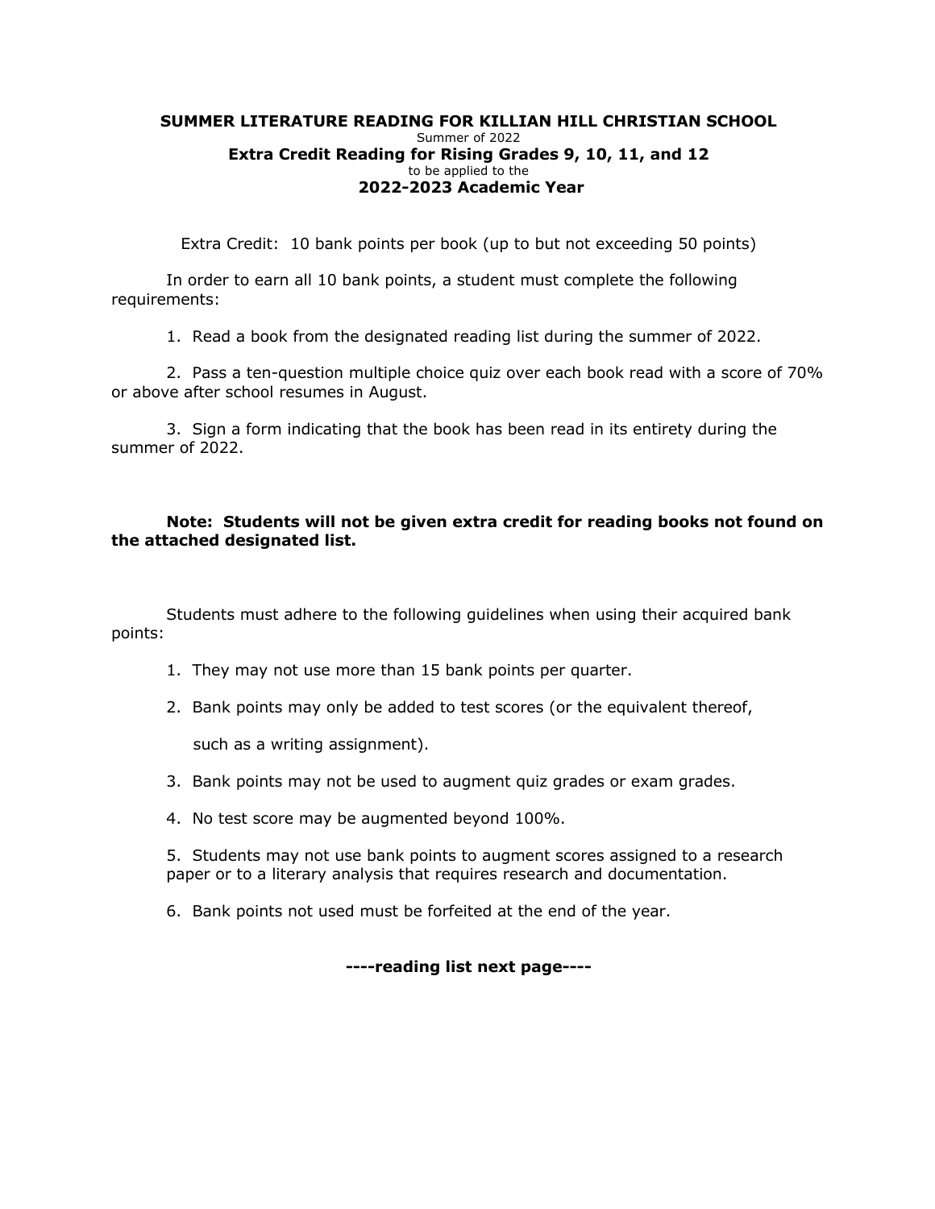# SUMMER LITERATURE READING FOR KILLIAN HILL CHRISTIAN SCHOOL

Summer of 2022

## Extra Credit Reading for Rising Grades 9, 10, 11, and 12

to be applied to the

## 2022-2023 Academic Year

Extra Credit: 10 bank points per book (up to but not exceeding 50 points)

In order to earn all 10 bank points, a student must complete the following requirements:

1. Read a book from the designated reading list during the summer of 2022.
2. Pass a ten-question multiple choice quiz over each book read with a score of 70% or above after school resumes in August.
3. Sign a form indicating that the book has been read in its entirety during the summer of 2022.

**Note: Students will not be given extra credit for reading books not found on the attached designated list.**

Students must adhere to the following guidelines when using their acquired bank points:

1. They may not use more than 15 bank points per quarter.
2. Bank points may only be added to test scores (or the equivalent thereof, such as a writing assignment).
3. Bank points may not be used to augment quiz grades or exam grades.
4. No test score may be augmented beyond 100%.
5. Students may not use bank points to augment scores assigned to a research paper or to a literary analysis that requires research and documentation.
6. Bank points not used must be forfeited at the end of the year.

**----reading list next page----**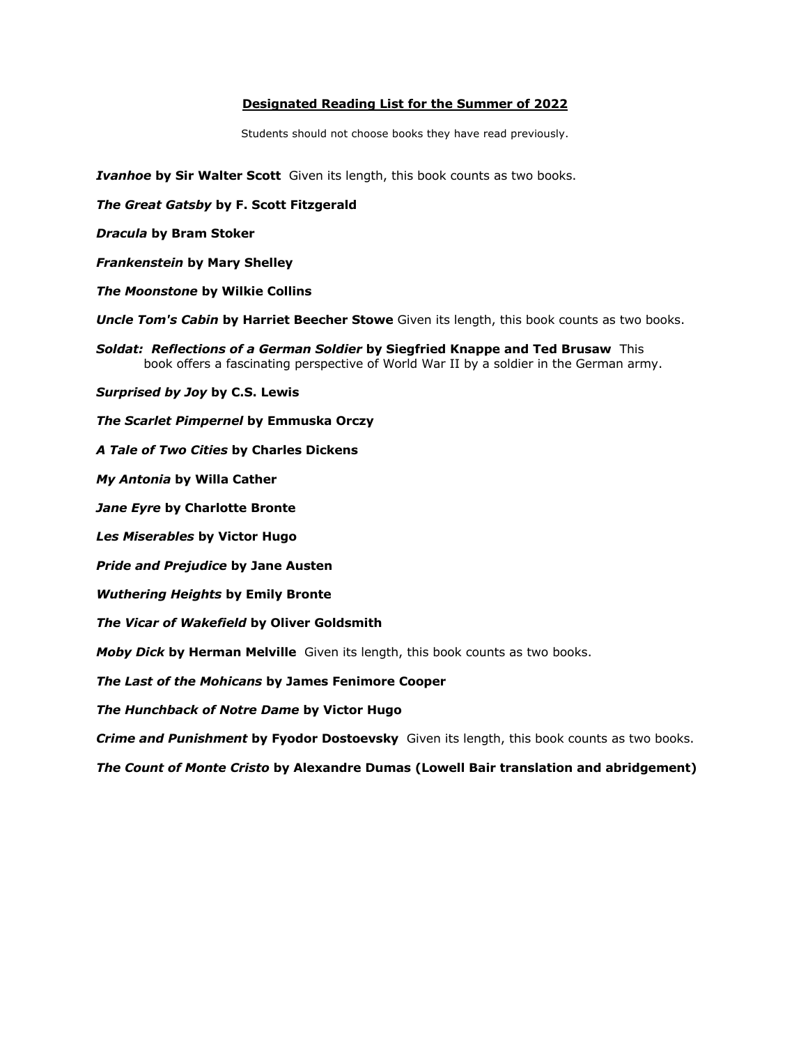## Designated Reading List for the Summer of 2022

Students should not choose books they have read previously.

***Ivanhoe* by Sir Walter Scott** Given its length, this book counts as two books.

***The Great Gatsby* by F. Scott Fitzgerald**

***Dracula* by Bram Stoker**

***Frankenstein* by Mary Shelley**

***The Moonstone* by Wilkie Collins**

***Uncle Tom's Cabin* by Harriet Beecher Stowe** Given its length, this book counts as two books.

***Soldat: Reflections of a German Soldier* by Siegfried Knappe and Ted Brusaw** This book offers a fascinating perspective of World War II by a soldier in the German army.

***Surprised by Joy* by C.S. Lewis**

***The Scarlet Pimpernel* by Emmuska Orczy**

***A Tale of Two Cities* by Charles Dickens**

***My Antonia* by Willa Cather**

***Jane Eyre* by Charlotte Bronte**

***Les Miserables* by Victor Hugo**

***Pride and Prejudice* by Jane Austen**

***Wuthering Heights* by Emily Bronte**

***The Vicar of Wakefield* by Oliver Goldsmith**

***Moby Dick* by Herman Melville** Given its length, this book counts as two books.

***The Last of the Mohicans* by James Fenimore Cooper**

***The Hunchback of Notre Dame* by Victor Hugo**

***Crime and Punishment* by Fyodor Dostoevsky** Given its length, this book counts as two books.

***The Count of Monte Cristo* by Alexandre Dumas (Lowell Bair translation and abridgement)**